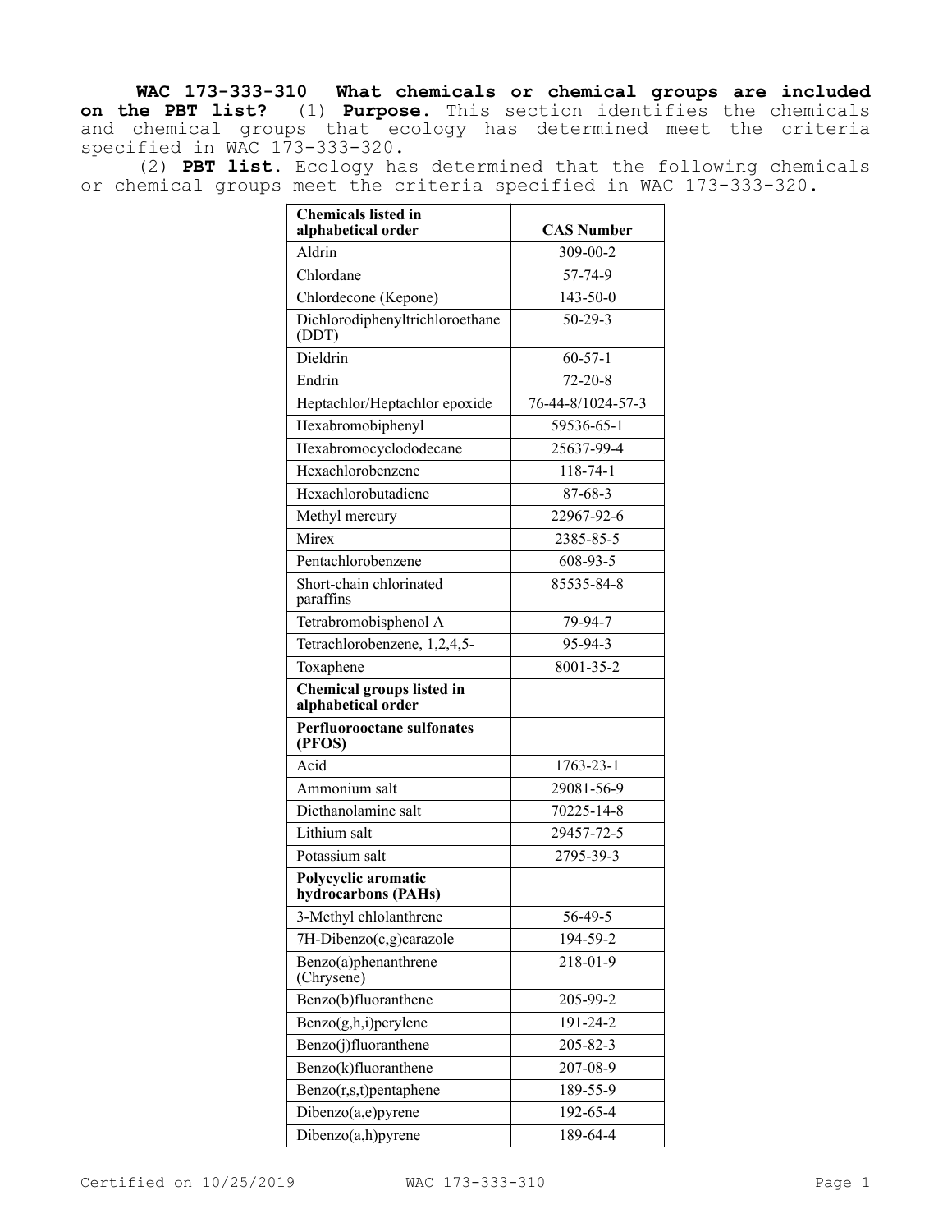**WAC 173-333-310 What chemicals or chemical groups are included on the PBT list?** (1) **Purpose.** This section identifies the chemicals and chemical groups that ecology has determined meet the criteria specified in WAC 173-333-320.

(2) **PBT list.** Ecology has determined that the following chemicals or chemical groups meet the criteria specified in WAC 173-333-320.

| **Chemicals listed in alphabetical order** | **CAS Number** |
|---|---|
| Aldrin | 309-00-2 |
| Chlordane | 57-74-9 |
| Chlordecone (Kepone) | 143-50-0 |
| Dichlorodiphenyltrichloroethane (DDT) | 50-29-3 |
| Dieldrin | 60-57-1 |
| Endrin | 72-20-8 |
| Heptachlor/Heptachlor epoxide | 76-44-8/1024-57-3 |
| Hexabromobiphenyl | 59536-65-1 |
| Hexabromocyclododecane | 25637-99-4 |
| Hexachlorobenzene | 118-74-1 |
| Hexachlorobutadiene | 87-68-3 |
| Methyl mercury | 22967-92-6 |
| Mirex | 2385-85-5 |
| Pentachlorobenzene | 608-93-5 |
| Short-chain chlorinated paraffins | 85535-84-8 |
| Tetrabromobisphenol A | 79-94-7 |
| Tetrachlorobenzene, 1,2,4,5- | 95-94-3 |
| Toxaphene | 8001-35-2 |
| **Chemical groups listed in alphabetical order** | |
| **Perfluorooctane sulfonates (PFOS)** | |
| Acid | 1763-23-1 |
| Ammonium salt | 29081-56-9 |
| Diethanolamine salt | 70225-14-8 |
| Lithium salt | 29457-72-5 |
| Potassium salt | 2795-39-3 |
| **Polycyclic aromatic hydrocarbons (PAHs)** | |
| 3-Methyl chlolanthrene | 56-49-5 |
| 7H-Dibenzo(c,g)carazole | 194-59-2 |
| Benzo(a)phenanthrene (Chrysene) | 218-01-9 |
| Benzo(b)fluoranthene | 205-99-2 |
| Benzo(g,h,i)perylene | 191-24-2 |
| Benzo(j)fluoranthene | 205-82-3 |
| Benzo(k)fluoranthene | 207-08-9 |
| Benzo(r,s,t)pentaphene | 189-55-9 |
| Dibenzo(a,e)pyrene | 192-65-4 |
| Dibenzo(a,h)pyrene | 189-64-4 |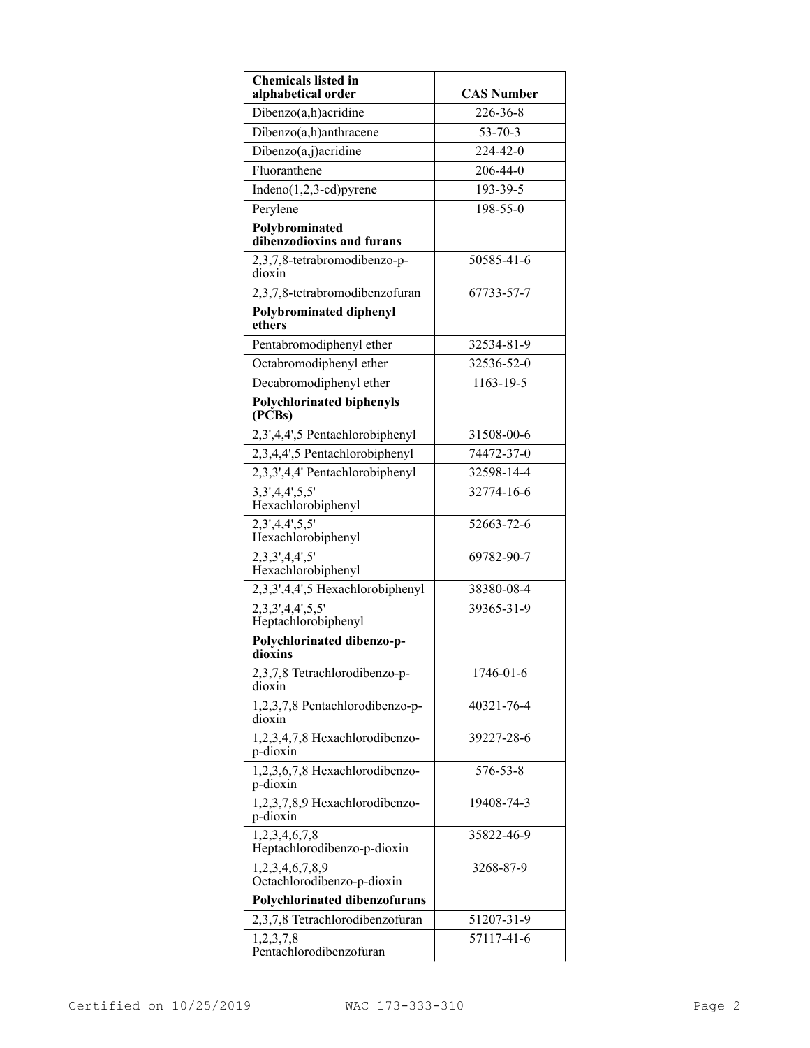| Chemicals listed in alphabetical order | CAS Number |
|---|---|
| Dibenzo(a,h)acridine | 226-36-8 |
| Dibenzo(a,h)anthracene | 53-70-3 |
| Dibenzo(a,j)acridine | 224-42-0 |
| Fluoranthene | 206-44-0 |
| Indeno(1,2,3-cd)pyrene | 193-39-5 |
| Perylene | 198-55-0 |
| **Polybrominated dibenzodioxins and furans** | |
| 2,3,7,8-tetrabromodibenzo-p-dioxin | 50585-41-6 |
| 2,3,7,8-tetrabromodibenzofuran | 67733-57-7 |
| **Polybrominated diphenyl ethers** | |
| Pentabromodiphenyl ether | 32534-81-9 |
| Octabromodiphenyl ether | 32536-52-0 |
| Decabromodiphenyl ether | 1163-19-5 |
| **Polychlorinated biphenyls (PCBs)** | |
| 2,3',4,4',5 Pentachlorobiphenyl | 31508-00-6 |
| 2,3,4,4',5 Pentachlorobiphenyl | 74472-37-0 |
| 2,3,3',4,4' Pentachlorobiphenyl | 32598-14-4 |
| 3,3',4,4',5,5' Hexachlorobiphenyl | 32774-16-6 |
| 2,3',4,4',5,5' Hexachlorobiphenyl | 52663-72-6 |
| 2,3,3',4,4',5' Hexachlorobiphenyl | 69782-90-7 |
| 2,3,3',4,4',5 Hexachlorobiphenyl | 38380-08-4 |
| 2,3,3',4,4',5,5' Heptachlorobiphenyl | 39365-31-9 |
| **Polychlorinated dibenzo-p-dioxins** | |
| 2,3,7,8 Tetrachlorodibenzo-p-dioxin | 1746-01-6 |
| 1,2,3,7,8 Pentachlorodibenzo-p-dioxin | 40321-76-4 |
| 1,2,3,4,7,8 Hexachlorodibenzo-p-dioxin | 39227-28-6 |
| 1,2,3,6,7,8 Hexachlorodibenzo-p-dioxin | 576-53-8 |
| 1,2,3,7,8,9 Hexachlorodibenzo-p-dioxin | 19408-74-3 |
| 1,2,3,4,6,7,8 Heptachlorodibenzo-p-dioxin | 35822-46-9 |
| 1,2,3,4,6,7,8,9 Octachlorodibenzo-p-dioxin | 3268-87-9 |
| **Polychlorinated dibenzofurans** | |
| 2,3,7,8 Tetrachlorodibenzofuran | 51207-31-9 |
| 1,2,3,7,8 Pentachlorodibenzofuran | 57117-41-6 |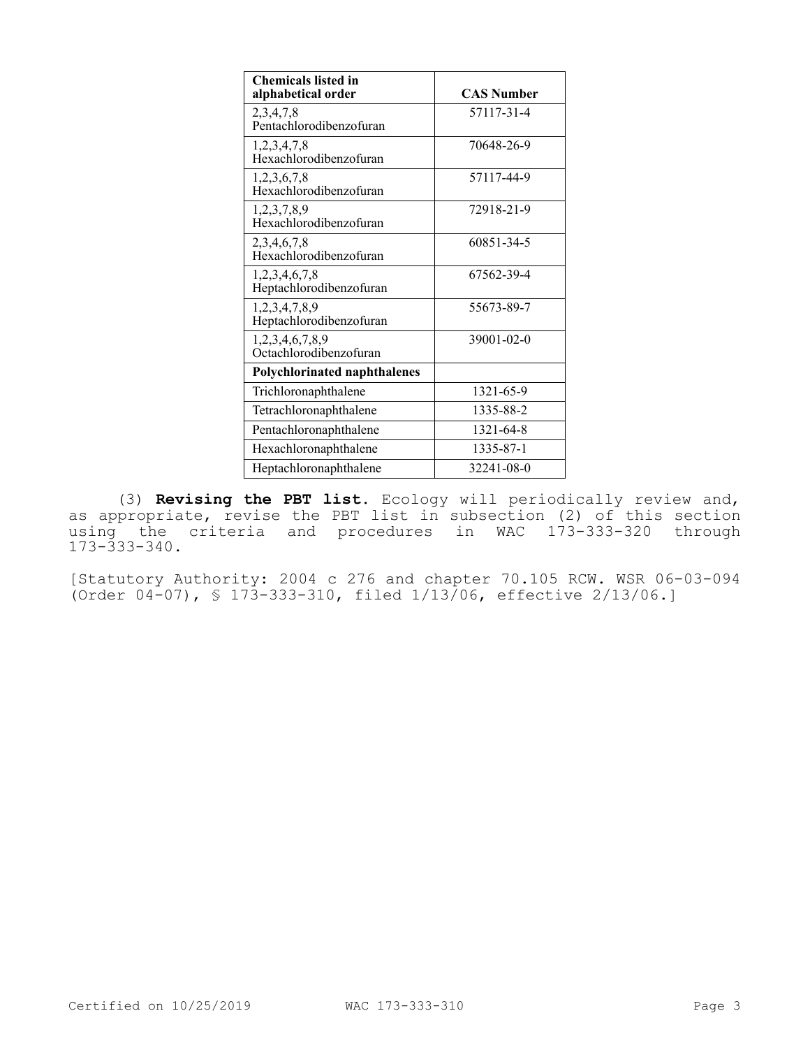| Chemicals listed in alphabetical order | CAS Number |
|---|---|
| 2,3,4,7,8 Pentachlorodibenzofuran | 57117-31-4 |
| 1,2,3,4,7,8 Hexachlorodibenzofuran | 70648-26-9 |
| 1,2,3,6,7,8 Hexachlorodibenzofuran | 57117-44-9 |
| 1,2,3,7,8,9 Hexachlorodibenzofuran | 72918-21-9 |
| 2,3,4,6,7,8 Hexachlorodibenzofuran | 60851-34-5 |
| 1,2,3,4,6,7,8 Heptachlorodibenzofuran | 67562-39-4 |
| 1,2,3,4,7,8,9 Heptachlorodibenzofuran | 55673-89-7 |
| 1,2,3,4,6,7,8,9 Octachlorodibenzofuran | 39001-02-0 |
| **Polychlorinated naphthalenes** | |
| Trichloronaphthalene | 1321-65-9 |
| Tetrachloronaphthalene | 1335-88-2 |
| Pentachloronaphthalene | 1321-64-8 |
| Hexachloronaphthalene | 1335-87-1 |
| Heptachloronaphthalene | 32241-08-0 |

(3) **Revising the PBT list.** Ecology will periodically review and, as appropriate, revise the PBT list in subsection (2) of this section using the criteria and procedures in WAC 173-333-320 through 173-333-340.

[Statutory Authority: 2004 c 276 and chapter 70.105 RCW. WSR 06-03-094 (Order 04-07), § 173-333-310, filed 1/13/06, effective 2/13/06.]